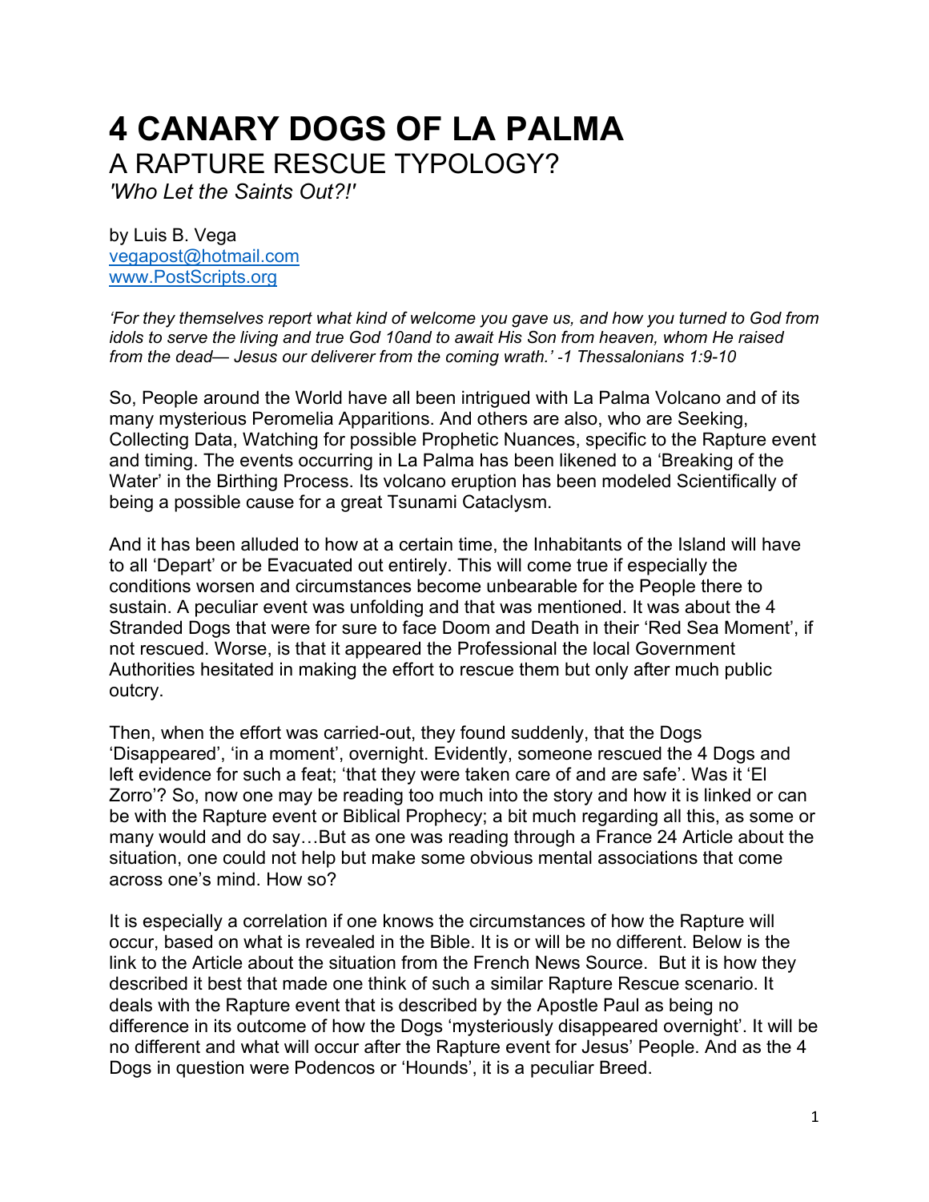# 4 CANARY DOGS OF LA PALMA

## A RAPTURE RESCUE TYPOLOGY?

*'Who Let the Saints Out?!'*

by Luis B. Vega
vegapost@hotmail.com
www.PostScripts.org

*'For they themselves report what kind of welcome you gave us, and how you turned to God from idols to serve the living and true God 10and to await His Son from heaven, whom He raised from the dead— Jesus our deliverer from the coming wrath.' -1 Thessalonians 1:9-10*

So, People around the World have all been intrigued with La Palma Volcano and of its many mysterious Peromelia Apparitions. And others are also, who are Seeking, Collecting Data, Watching for possible Prophetic Nuances, specific to the Rapture event and timing. The events occurring in La Palma has been likened to a 'Breaking of the Water' in the Birthing Process. Its volcano eruption has been modeled Scientifically of being a possible cause for a great Tsunami Cataclysm.

And it has been alluded to how at a certain time, the Inhabitants of the Island will have to all 'Depart' or be Evacuated out entirely. This will come true if especially the conditions worsen and circumstances become unbearable for the People there to sustain. A peculiar event was unfolding and that was mentioned. It was about the 4 Stranded Dogs that were for sure to face Doom and Death in their 'Red Sea Moment', if not rescued. Worse, is that it appeared the Professional the local Government Authorities hesitated in making the effort to rescue them but only after much public outcry.

Then, when the effort was carried-out, they found suddenly, that the Dogs 'Disappeared', 'in a moment', overnight. Evidently, someone rescued the 4 Dogs and left evidence for such a feat; 'that they were taken care of and are safe'. Was it 'El Zorro'? So, now one may be reading too much into the story and how it is linked or can be with the Rapture event or Biblical Prophecy; a bit much regarding all this, as some or many would and do say…But as one was reading through a France 24 Article about the situation, one could not help but make some obvious mental associations that come across one's mind. How so?

It is especially a correlation if one knows the circumstances of how the Rapture will occur, based on what is revealed in the Bible. It is or will be no different. Below is the link to the Article about the situation from the French News Source. But it is how they described it best that made one think of such a similar Rapture Rescue scenario. It deals with the Rapture event that is described by the Apostle Paul as being no difference in its outcome of how the Dogs 'mysteriously disappeared overnight'. It will be no different and what will occur after the Rapture event for Jesus' People. And as the 4 Dogs in question were Podencos or 'Hounds', it is a peculiar Breed.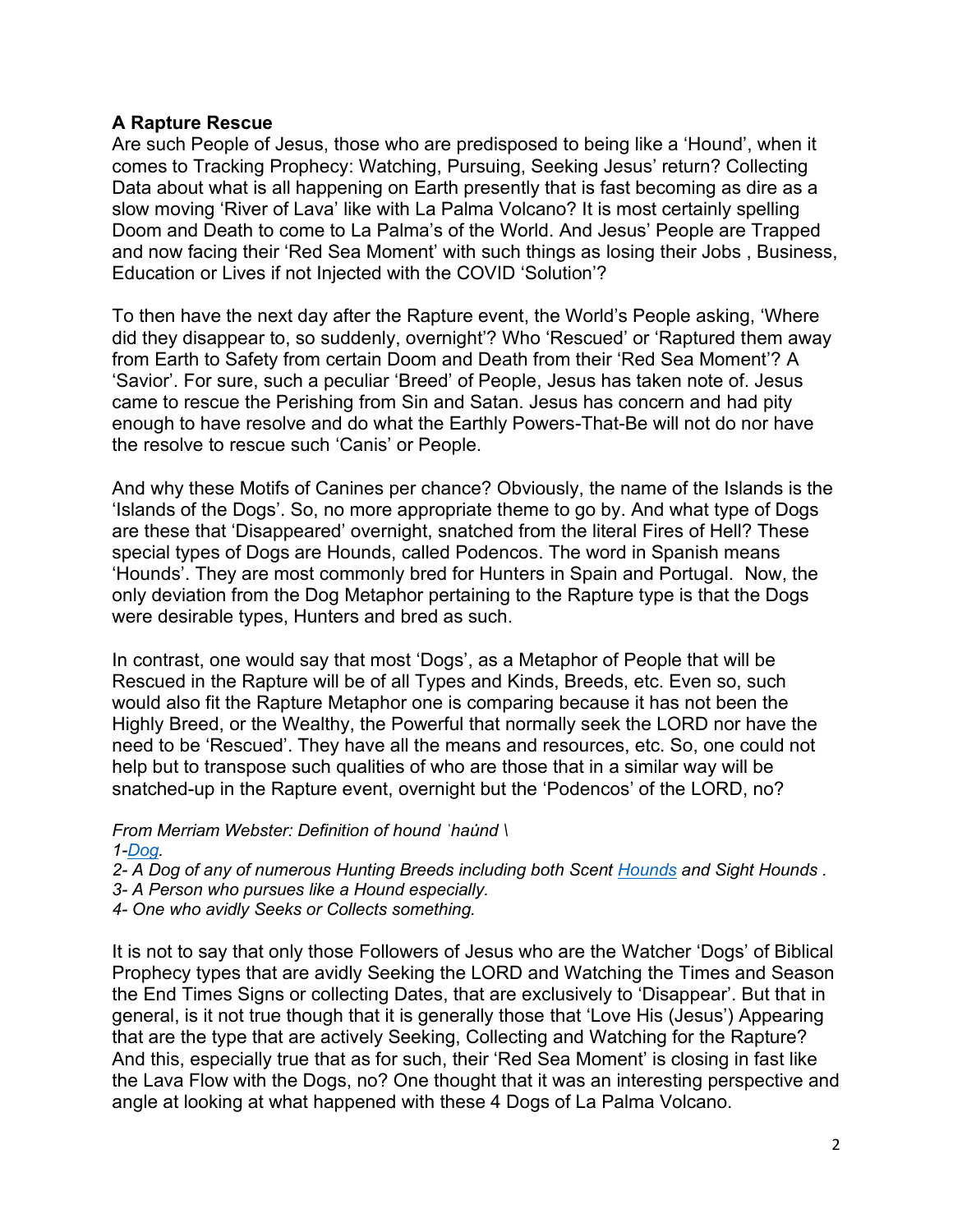**A Rapture Rescue**

Are such People of Jesus, those who are predisposed to being like a 'Hound', when it comes to Tracking Prophecy: Watching, Pursuing, Seeking Jesus' return? Collecting Data about what is all happening on Earth presently that is fast becoming as dire as a slow moving 'River of Lava' like with La Palma Volcano? It is most certainly spelling Doom and Death to come to La Palma's of the World. And Jesus' People are Trapped and now facing their 'Red Sea Moment' with such things as losing their Jobs , Business, Education or Lives if not Injected with the COVID 'Solution'?

To then have the next day after the Rapture event, the World's People asking, 'Where did they disappear to, so suddenly, overnight'? Who 'Rescued' or 'Raptured them away from Earth to Safety from certain Doom and Death from their 'Red Sea Moment'? A 'Savior'. For sure, such a peculiar 'Breed' of People, Jesus has taken note of. Jesus came to rescue the Perishing from Sin and Satan. Jesus has concern and had pity enough to have resolve and do what the Earthly Powers-That-Be will not do nor have the resolve to rescue such 'Canis' or People.

And why these Motifs of Canines per chance? Obviously, the name of the Islands is the 'Islands of the Dogs'. So, no more appropriate theme to go by. And what type of Dogs are these that 'Disappeared' overnight, snatched from the literal Fires of Hell? These special types of Dogs are Hounds, called Podencos. The word in Spanish means 'Hounds'. They are most commonly bred for Hunters in Spain and Portugal. Now, the only deviation from the Dog Metaphor pertaining to the Rapture type is that the Dogs were desirable types, Hunters and bred as such.

In contrast, one would say that most 'Dogs', as a Metaphor of People that will be Rescued in the Rapture will be of all Types and Kinds, Breeds, etc. Even so, such would also fit the Rapture Metaphor one is comparing because it has not been the Highly Breed, or the Wealthy, the Powerful that normally seek the LORD nor have the need to be 'Rescued'. They have all the means and resources, etc. So, one could not help but to transpose such qualities of who are those that in a similar way will be snatched-up in the Rapture event, overnight but the 'Podencos' of the LORD, no?

*From Merriam Webster: Definition of hound ˈhau̇nd \*
*1-Dog.*
*2- A Dog of any of numerous Hunting Breeds including both Scent Hounds and Sight Hounds .*
*3- A Person who pursues like a Hound especially.*
*4- One who avidly Seeks or Collects something.*

It is not to say that only those Followers of Jesus who are the Watcher 'Dogs' of Biblical Prophecy types that are avidly Seeking the LORD and Watching the Times and Season the End Times Signs or collecting Dates, that are exclusively to 'Disappear'. But that in general, is it not true though that it is generally those that 'Love His (Jesus') Appearing that are the type that are actively Seeking, Collecting and Watching for the Rapture? And this, especially true that as for such, their 'Red Sea Moment' is closing in fast like the Lava Flow with the Dogs, no? One thought that it was an interesting perspective and angle at looking at what happened with these 4 Dogs of La Palma Volcano.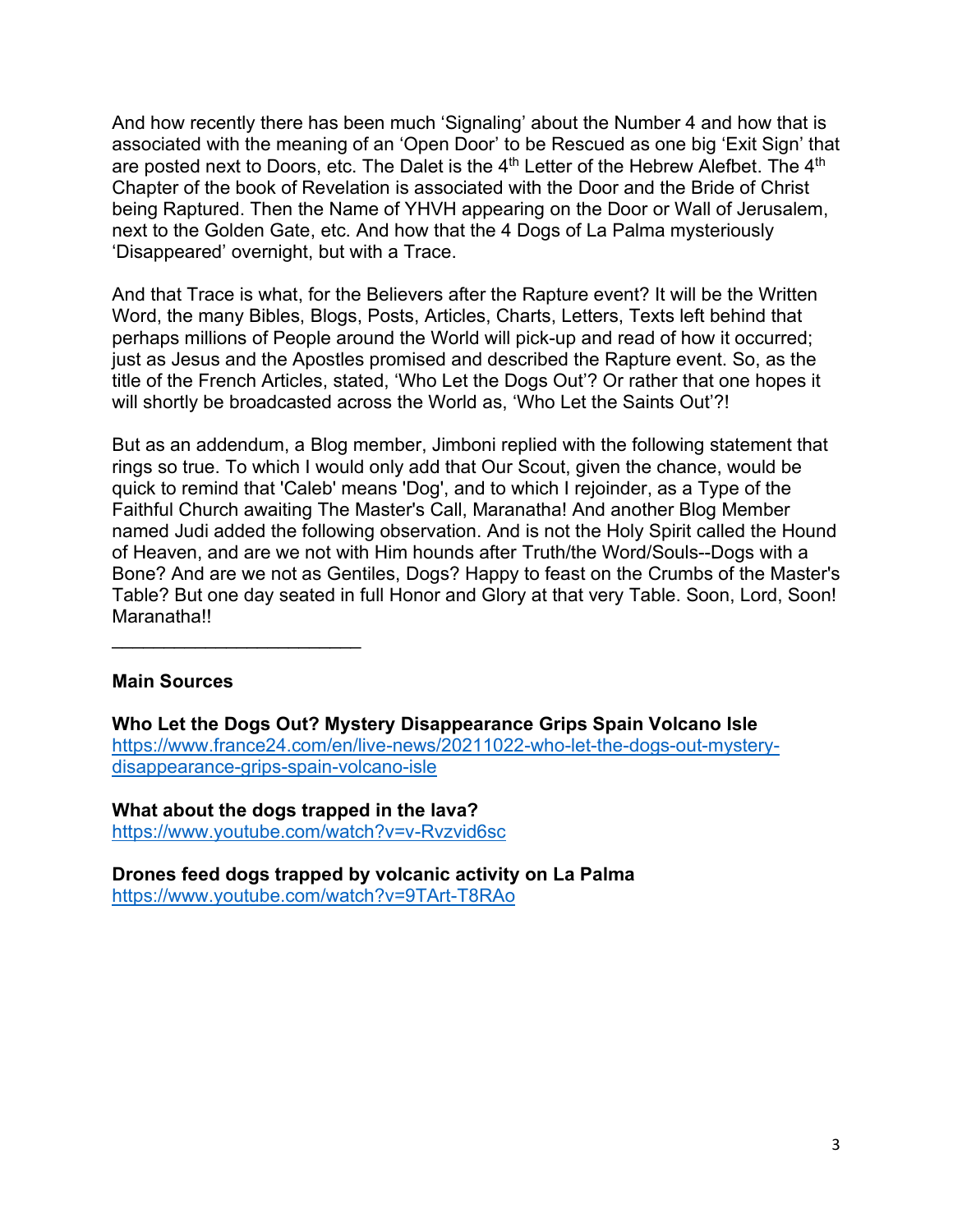And how recently there has been much 'Signaling' about the Number 4 and how that is associated with the meaning of an 'Open Door' to be Rescued as one big 'Exit Sign' that are posted next to Doors, etc. The Dalet is the 4th Letter of the Hebrew Alefbet. The 4th Chapter of the book of Revelation is associated with the Door and the Bride of Christ being Raptured. Then the Name of YHVH appearing on the Door or Wall of Jerusalem, next to the Golden Gate, etc. And how that the 4 Dogs of La Palma mysteriously 'Disappeared' overnight, but with a Trace.

And that Trace is what, for the Believers after the Rapture event? It will be the Written Word, the many Bibles, Blogs, Posts, Articles, Charts, Letters, Texts left behind that perhaps millions of People around the World will pick-up and read of how it occurred; just as Jesus and the Apostles promised and described the Rapture event. So, as the title of the French Articles, stated, 'Who Let the Dogs Out'? Or rather that one hopes it will shortly be broadcasted across the World as, 'Who Let the Saints Out'?!

But as an addendum, a Blog member, Jimboni replied with the following statement that rings so true. To which I would only add that Our Scout, given the chance, would be quick to remind that 'Caleb' means 'Dog', and to which I rejoinder, as a Type of the Faithful Church awaiting The Master's Call, Maranatha! And another Blog Member named Judi added the following observation. And is not the Holy Spirit called the Hound of Heaven, and are we not with Him hounds after Truth/the Word/Souls--Dogs with a Bone? And are we not as Gentiles, Dogs? Happy to feast on the Crumbs of the Master's Table? But one day seated in full Honor and Glory at that very Table. Soon, Lord, Soon! Maranatha!!

________________________

**Main Sources**

**Who Let the Dogs Out? Mystery Disappearance Grips Spain Volcano Isle**
https://www.france24.com/en/live-news/20211022-who-let-the-dogs-out-mystery-disappearance-grips-spain-volcano-isle

**What about the dogs trapped in the lava?**
https://www.youtube.com/watch?v=v-Rvzvid6sc

**Drones feed dogs trapped by volcanic activity on La Palma**
https://www.youtube.com/watch?v=9TArt-T8RAo